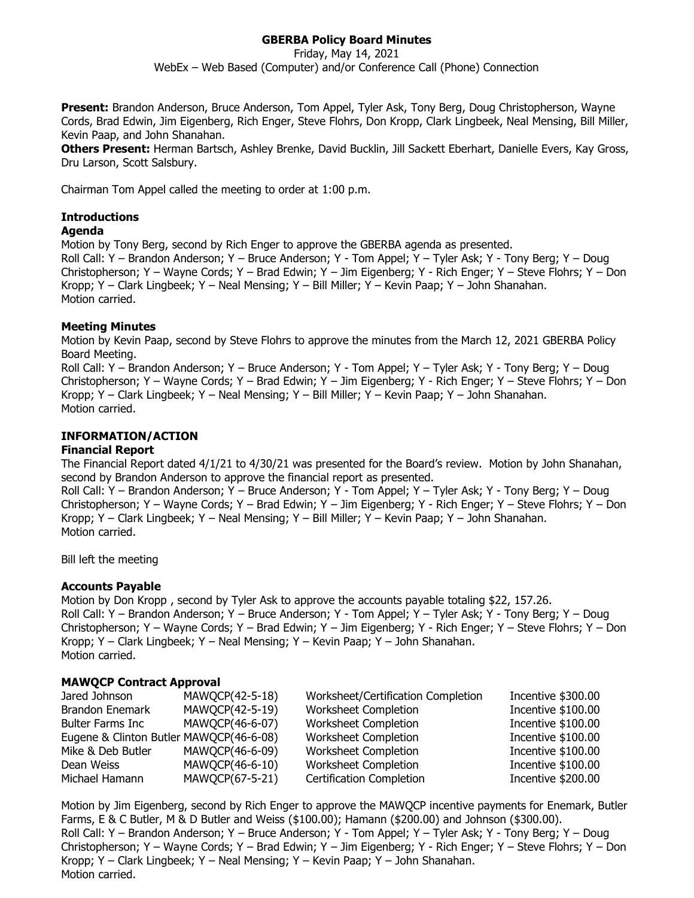# GBERBA Policy Board Minutes

Friday, May 14, 2021

WebEx – Web Based (Computer) and/or Conference Call (Phone) Connection

**Present:** Brandon Anderson, Bruce Anderson, Tom Appel, Tyler Ask, Tony Berg, Doug Christopherson, Wayne Cords, Brad Edwin, Jim Eigenberg, Rich Enger, Steve Flohrs, Don Kropp, Clark Lingbeek, Neal Mensing, Bill Miller, Kevin Paap, and John Shanahan.

**Others Present:** Herman Bartsch, Ashley Brenke, David Bucklin, Jill Sackett Eberhart, Danielle Evers, Kay Gross, Dru Larson, Scott Salsbury.

Chairman Tom Appel called the meeting to order at 1:00 p.m.

### Introductions

### Agenda

Motion by Tony Berg, second by Rich Enger to approve the GBERBA agenda as presented.

Roll Call: Y – Brandon Anderson; Y – Bruce Anderson; Y - Tom Appel; Y – Tyler Ask; Y - Tony Berg; Y – Doug Christopherson; Y – Wayne Cords; Y – Brad Edwin; Y – Jim Eigenberg; Y - Rich Enger; Y – Steve Flohrs; Y – Don Kropp; Y – Clark Lingbeek; Y – Neal Mensing; Y – Bill Miller; Y – Kevin Paap; Y – John Shanahan.

Motion carried.

### Meeting Minutes

Motion by Kevin Paap, second by Steve Flohrs to approve the minutes from the March 12, 2021 GBERBA Policy Board Meeting.

Roll Call: Y – Brandon Anderson; Y – Bruce Anderson; Y - Tom Appel; Y – Tyler Ask; Y - Tony Berg; Y – Doug Christopherson; Y – Wayne Cords; Y – Brad Edwin; Y – Jim Eigenberg; Y - Rich Enger; Y – Steve Flohrs; Y – Don Kropp; Y – Clark Lingbeek; Y – Neal Mensing; Y – Bill Miller; Y – Kevin Paap; Y – John Shanahan.

Motion carried.

## INFORMATION/ACTION

### Financial Report

The Financial Report dated 4/1/21 to 4/30/21 was presented for the Board's review. Motion by John Shanahan, second by Brandon Anderson to approve the financial report as presented.

Roll Call: Y – Brandon Anderson; Y – Bruce Anderson; Y - Tom Appel; Y – Tyler Ask; Y - Tony Berg; Y – Doug Christopherson; Y – Wayne Cords; Y – Brad Edwin; Y – Jim Eigenberg; Y - Rich Enger; Y – Steve Flohrs; Y – Don Kropp; Y – Clark Lingbeek; Y – Neal Mensing; Y – Bill Miller; Y – Kevin Paap; Y – John Shanahan.

Motion carried.

Bill left the meeting

### Accounts Payable

Motion by Don Kropp , second by Tyler Ask to approve the accounts payable totaling $22, 157.26.

Roll Call: Y – Brandon Anderson; Y – Bruce Anderson; Y - Tom Appel; Y – Tyler Ask; Y - Tony Berg; Y – Doug Christopherson; Y – Wayne Cords; Y – Brad Edwin; Y – Jim Eigenberg; Y - Rich Enger; Y – Steve Flohrs; Y – Don Kropp; Y – Clark Lingbeek; Y – Neal Mensing; Y – Kevin Paap; Y – John Shanahan.

Motion carried.

### MAWQCP Contract Approval

| | | | |
|---|---|---|---|
| Jared Johnson | MAWQCP(42-5-18) | Worksheet/Certification Completion | Incentive $300.00 |
| Brandon Enemark | MAWQCP(42-5-19) | Worksheet Completion | Incentive $100.00 |
| Bulter Farms Inc | MAWQCP(46-6-07) | Worksheet Completion | Incentive $100.00 |
| Eugene & Clinton Butler | MAWQCP(46-6-08) | Worksheet Completion | Incentive $100.00 |
| Mike & Deb Butler | MAWQCP(46-6-09) | Worksheet Completion | Incentive $100.00 |
| Dean Weiss | MAWQCP(46-6-10) | Worksheet Completion | Incentive $100.00 |
| Michael Hamann | MAWQCP(67-5-21) | Certification Completion | Incentive $200.00 |

Motion by Jim Eigenberg, second by Rich Enger to approve the MAWQCP incentive payments for Enemark, Butler Farms, E & C Butler, M & D Butler and Weiss ($100.00); Hamann ($200.00) and Johnson ($300.00).

Roll Call: Y – Brandon Anderson; Y – Bruce Anderson; Y - Tom Appel; Y – Tyler Ask; Y - Tony Berg; Y – Doug Christopherson; Y – Wayne Cords; Y – Brad Edwin; Y – Jim Eigenberg; Y - Rich Enger; Y – Steve Flohrs; Y – Don Kropp; Y – Clark Lingbeek; Y – Neal Mensing; Y – Kevin Paap; Y – John Shanahan.

Motion carried.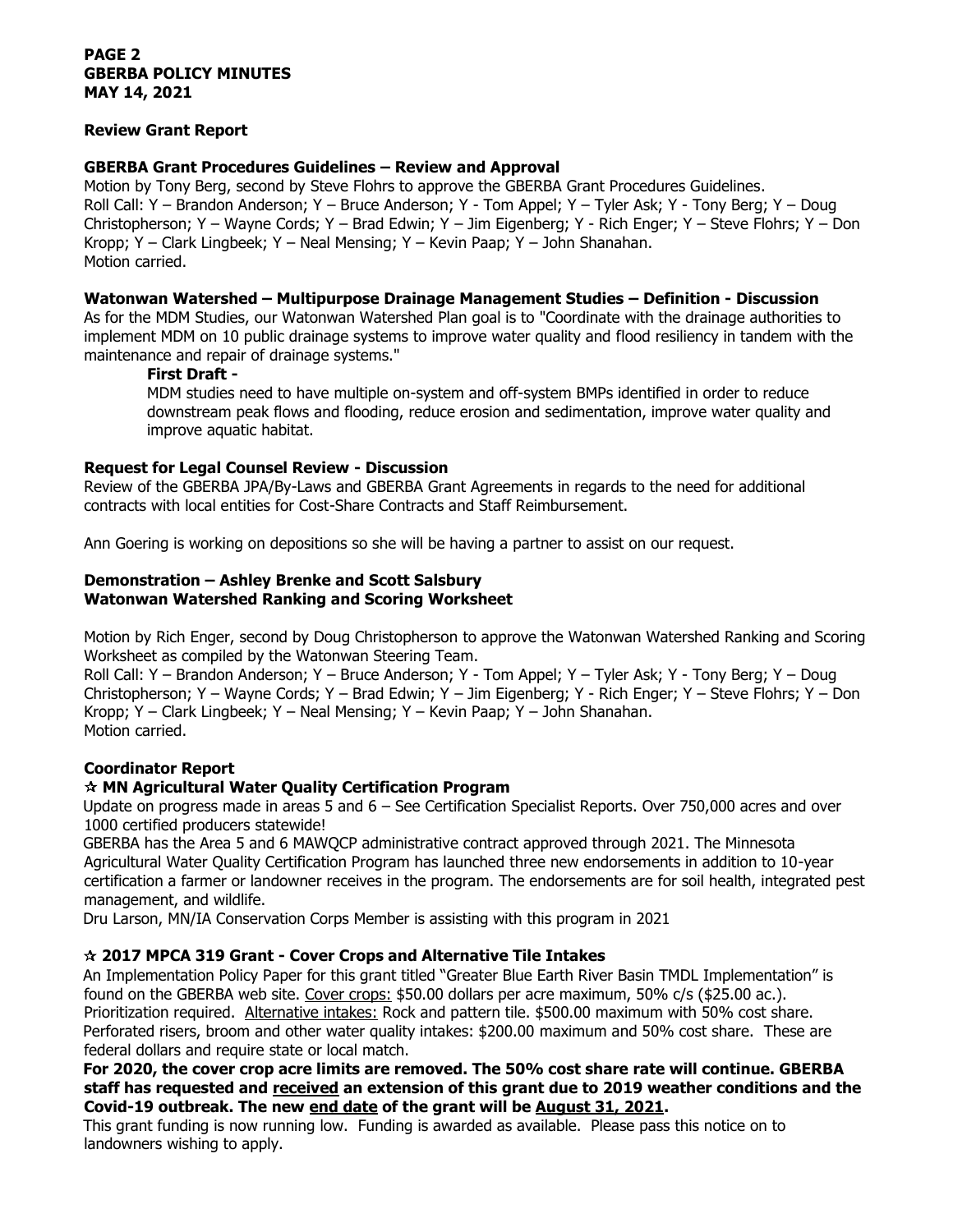**Review Grant Report**

**GBERBA Grant Procedures Guidelines – Review and Approval**

Motion by Tony Berg, second by Steve Flohrs to approve the GBERBA Grant Procedures Guidelines.
Roll Call: Y – Brandon Anderson; Y – Bruce Anderson; Y - Tom Appel; Y – Tyler Ask; Y - Tony Berg; Y – Doug Christopherson; Y – Wayne Cords; Y – Brad Edwin; Y – Jim Eigenberg; Y - Rich Enger; Y – Steve Flohrs; Y – Don Kropp; Y – Clark Lingbeek; Y – Neal Mensing; Y – Kevin Paap; Y – John Shanahan.
Motion carried.

**Watonwan Watershed – Multipurpose Drainage Management Studies – Definition - Discussion**

As for the MDM Studies, our Watonwan Watershed Plan goal is to "Coordinate with the drainage authorities to implement MDM on 10 public drainage systems to improve water quality and flood resiliency in tandem with the maintenance and repair of drainage systems."

> **First Draft -**
>
> MDM studies need to have multiple on-system and off-system BMPs identified in order to reduce downstream peak flows and flooding, reduce erosion and sedimentation, improve water quality and improve aquatic habitat.

**Request for Legal Counsel Review - Discussion**

Review of the GBERBA JPA/By-Laws and GBERBA Grant Agreements in regards to the need for additional contracts with local entities for Cost-Share Contracts and Staff Reimbursement.

Ann Goering is working on depositions so she will be having a partner to assist on our request.

**Demonstration – Ashley Brenke and Scott Salsbury**
**Watonwan Watershed Ranking and Scoring Worksheet**

Motion by Rich Enger, second by Doug Christopherson to approve the Watonwan Watershed Ranking and Scoring Worksheet as compiled by the Watonwan Steering Team.
Roll Call: Y – Brandon Anderson; Y – Bruce Anderson; Y - Tom Appel; Y – Tyler Ask; Y - Tony Berg; Y – Doug Christopherson; Y – Wayne Cords; Y – Brad Edwin; Y – Jim Eigenberg; Y - Rich Enger; Y – Steve Flohrs; Y – Don Kropp; Y – Clark Lingbeek; Y – Neal Mensing; Y – Kevin Paap; Y – John Shanahan.
Motion carried.

**Coordinator Report**

**☆ MN Agricultural Water Quality Certification Program**

Update on progress made in areas 5 and 6 – See Certification Specialist Reports. Over 750,000 acres and over 1000 certified producers statewide!

GBERBA has the Area 5 and 6 MAWQCP administrative contract approved through 2021. The Minnesota Agricultural Water Quality Certification Program has launched three new endorsements in addition to 10-year certification a farmer or landowner receives in the program. The endorsements are for soil health, integrated pest management, and wildlife.

Dru Larson, MN/IA Conservation Corps Member is assisting with this program in 2021

**☆ 2017 MPCA 319 Grant - Cover Crops and Alternative Tile Intakes**

An Implementation Policy Paper for this grant titled "Greater Blue Earth River Basin TMDL Implementation" is found on the GBERBA web site. Cover crops: $50.00 dollars per acre maximum, 50% c/s ($25.00 ac.). Prioritization required. Alternative intakes: Rock and pattern tile. $500.00 maximum with 50% cost share. Perforated risers, broom and other water quality intakes: $200.00 maximum and 50% cost share. These are federal dollars and require state or local match.

**For 2020, the cover crop acre limits are removed. The 50% cost share rate will continue. GBERBA staff has requested and <u>received</u> an extension of this grant due to 2019 weather conditions and the Covid-19 outbreak. The new <u>end date</u> of the grant will be <u>August 31, 2021</u>.**

This grant funding is now running low. Funding is awarded as available. Please pass this notice on to landowners wishing to apply.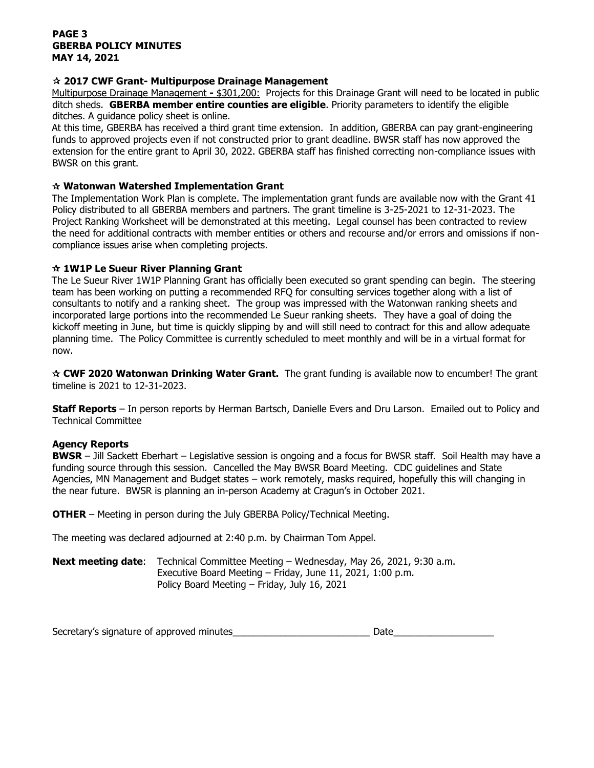### ☆ 2017 CWF Grant- Multipurpose Drainage Management

Multipurpose Drainage Management - $301,200: Projects for this Drainage Grant will need to be located in public ditch sheds. **GBERBA member entire counties are eligible**. Priority parameters to identify the eligible ditches. A guidance policy sheet is online.

At this time, GBERBA has received a third grant time extension. In addition, GBERBA can pay grant-engineering funds to approved projects even if not constructed prior to grant deadline. BWSR staff has now approved the extension for the entire grant to April 30, 2022. GBERBA staff has finished correcting non-compliance issues with BWSR on this grant.

### ☆ Watonwan Watershed Implementation Grant

The Implementation Work Plan is complete. The implementation grant funds are available now with the Grant 41 Policy distributed to all GBERBA members and partners. The grant timeline is 3-25-2021 to 12-31-2023. The Project Ranking Worksheet will be demonstrated at this meeting. Legal counsel has been contracted to review the need for additional contracts with member entities or others and recourse and/or errors and omissions if non-compliance issues arise when completing projects.

### ☆ 1W1P Le Sueur River Planning Grant

The Le Sueur River 1W1P Planning Grant has officially been executed so grant spending can begin. The steering team has been working on putting a recommended RFQ for consulting services together along with a list of consultants to notify and a ranking sheet. The group was impressed with the Watonwan ranking sheets and incorporated large portions into the recommended Le Sueur ranking sheets. They have a goal of doing the kickoff meeting in June, but time is quickly slipping by and will still need to contract for this and allow adequate planning time. The Policy Committee is currently scheduled to meet monthly and will be in a virtual format for now.

**☆ CWF 2020 Watonwan Drinking Water Grant.** The grant funding is available now to encumber! The grant timeline is 2021 to 12-31-2023.

**Staff Reports** – In person reports by Herman Bartsch, Danielle Evers and Dru Larson. Emailed out to Policy and Technical Committee

**Agency Reports**

**BWSR** – Jill Sackett Eberhart – Legislative session is ongoing and a focus for BWSR staff. Soil Health may have a funding source through this session. Cancelled the May BWSR Board Meeting. CDC guidelines and State Agencies, MN Management and Budget states – work remotely, masks required, hopefully this will changing in the near future. BWSR is planning an in-person Academy at Cragun's in October 2021.

**OTHER** – Meeting in person during the July GBERBA Policy/Technical Meeting.

The meeting was declared adjourned at 2:40 p.m. by Chairman Tom Appel.

**Next meeting date**: Technical Committee Meeting – Wednesday, May 26, 2021, 9:30 a.m.
Executive Board Meeting – Friday, June 11, 2021, 1:00 p.m.
Policy Board Meeting – Friday, July 16, 2021

Secretary's signature of approved minutes_________________________ Date__________________